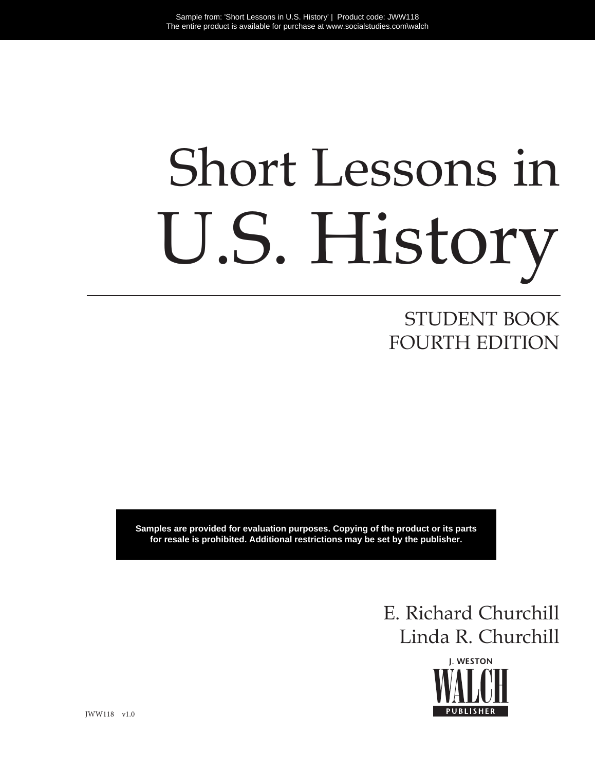Sample from: 'Short Lessons in U.S. History' | Product code: JWW118
The entire product is available for purchase at www.socialstudies.com\walch

# Short Lessons in U.S. History

## STUDENT BOOK
## FOURTH EDITION

**Samples are provided for evaluation purposes. Copying of the product or its parts for resale is prohibited. Additional restrictions may be set by the publisher.**

E. Richard Churchill
Linda R. Churchill

J. WESTON WALCH PUBLISHER

JWW118 v1.0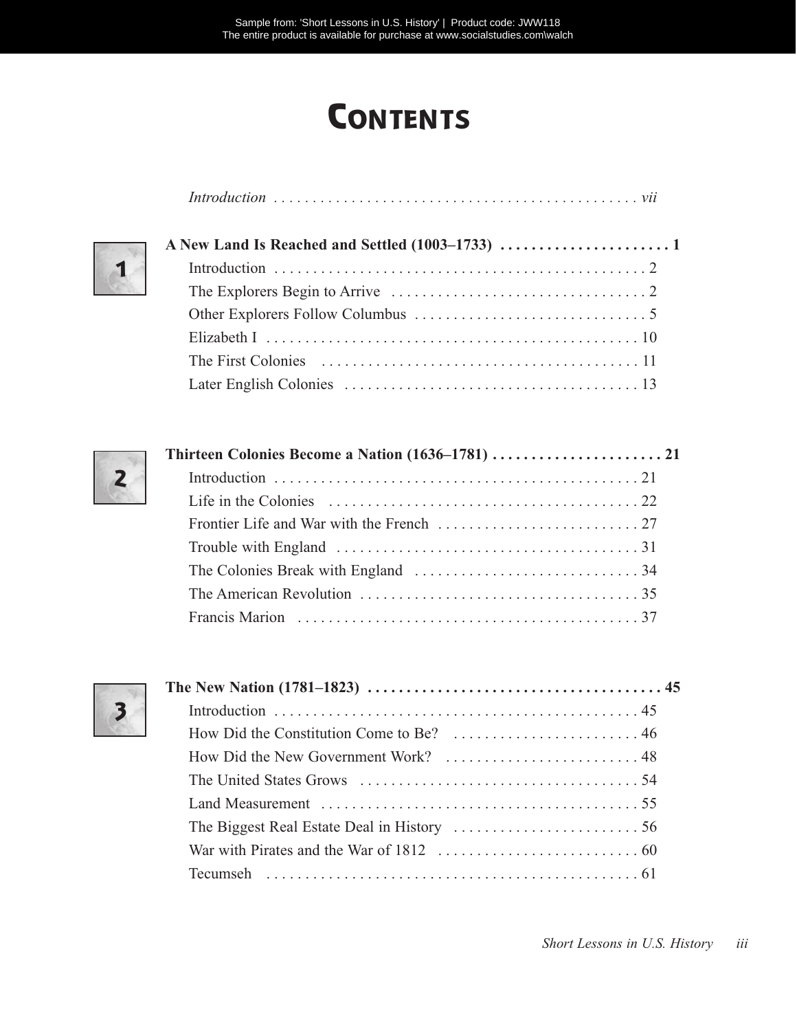# Contents

*Introduction* . . . . . . . . . . . . . . . . . . . . . . . . . . . . . . . . . . . . . . . . . . . . . . *vii*

**1**

**A New Land Is Reached and Settled (1003–1733) . . . . . . . . . . . . . . . . . . . . . . 1**

- Introduction . . . . . . . . . . . . . . . . . . . . . . . . . . . . . . . . . . . . . . . . . . . . . . 2
- The Explorers Begin to Arrive . . . . . . . . . . . . . . . . . . . . . . . . . . . . . . . . 2
- Other Explorers Follow Columbus . . . . . . . . . . . . . . . . . . . . . . . . . . . . . 5
- Elizabeth I . . . . . . . . . . . . . . . . . . . . . . . . . . . . . . . . . . . . . . . . . . . . . . . 10
- The First Colonies . . . . . . . . . . . . . . . . . . . . . . . . . . . . . . . . . . . . . . . . 11
- Later English Colonies . . . . . . . . . . . . . . . . . . . . . . . . . . . . . . . . . . . . . 13

**2**

**Thirteen Colonies Become a Nation (1636–1781) . . . . . . . . . . . . . . . . . . . . . . 21**

- Introduction . . . . . . . . . . . . . . . . . . . . . . . . . . . . . . . . . . . . . . . . . . . . . . 21
- Life in the Colonies . . . . . . . . . . . . . . . . . . . . . . . . . . . . . . . . . . . . . . . 22
- Frontier Life and War with the French . . . . . . . . . . . . . . . . . . . . . . . . . 27
- Trouble with England . . . . . . . . . . . . . . . . . . . . . . . . . . . . . . . . . . . . . . 31
- The Colonies Break with England . . . . . . . . . . . . . . . . . . . . . . . . . . . . 34
- The American Revolution . . . . . . . . . . . . . . . . . . . . . . . . . . . . . . . . . . . 35
- Francis Marion . . . . . . . . . . . . . . . . . . . . . . . . . . . . . . . . . . . . . . . . . . 37

**3**

**The New Nation (1781–1823) . . . . . . . . . . . . . . . . . . . . . . . . . . . . . . . . . . . . . 45**

- Introduction . . . . . . . . . . . . . . . . . . . . . . . . . . . . . . . . . . . . . . . . . . . . . . 45
- How Did the Constitution Come to Be? . . . . . . . . . . . . . . . . . . . . . . . 46
- How Did the New Government Work? . . . . . . . . . . . . . . . . . . . . . . . . 48
- The United States Grows . . . . . . . . . . . . . . . . . . . . . . . . . . . . . . . . . . . 54
- Land Measurement . . . . . . . . . . . . . . . . . . . . . . . . . . . . . . . . . . . . . . . . 55
- The Biggest Real Estate Deal in History . . . . . . . . . . . . . . . . . . . . . . . 56
- War with Pirates and the War of 1812 . . . . . . . . . . . . . . . . . . . . . . . . . 60
- Tecumseh . . . . . . . . . . . . . . . . . . . . . . . . . . . . . . . . . . . . . . . . . . . . . . . 61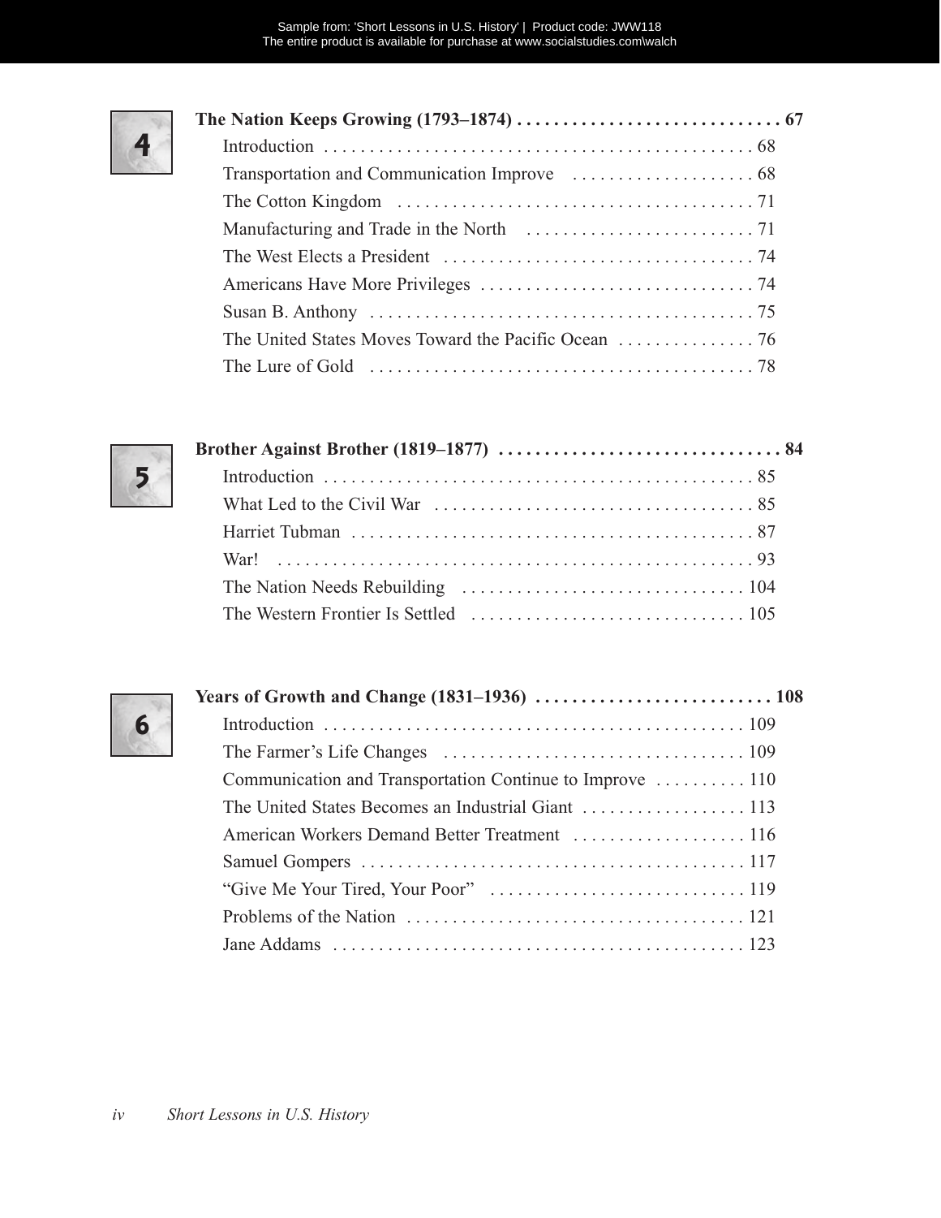**4** **The Nation Keeps Growing (1793–1874) . . . . . . . . . . . . . . . . . . . . . . . . . . . . 67**

- Introduction . . . . . . . . . . . . . . . . . . . . . . . . . . . . . . . . . . . . . . . . . . . . . . 68
- Transportation and Communication Improve . . . . . . . . . . . . . . . . . . . . 68
- The Cotton Kingdom . . . . . . . . . . . . . . . . . . . . . . . . . . . . . . . . . . . . . . 71
- Manufacturing and Trade in the North . . . . . . . . . . . . . . . . . . . . . . . . . 71
- The West Elects a President . . . . . . . . . . . . . . . . . . . . . . . . . . . . . . . . . 74
- Americans Have More Privileges . . . . . . . . . . . . . . . . . . . . . . . . . . . . . 74
- Susan B. Anthony . . . . . . . . . . . . . . . . . . . . . . . . . . . . . . . . . . . . . . . . 75
- The United States Moves Toward the Pacific Ocean . . . . . . . . . . . . . . . 76
- The Lure of Gold . . . . . . . . . . . . . . . . . . . . . . . . . . . . . . . . . . . . . . . . . 78

**5** **Brother Against Brother (1819–1877) . . . . . . . . . . . . . . . . . . . . . . . . . . . . . . . 84**

- Introduction . . . . . . . . . . . . . . . . . . . . . . . . . . . . . . . . . . . . . . . . . . . . . . 85
- What Led to the Civil War . . . . . . . . . . . . . . . . . . . . . . . . . . . . . . . . . . 85
- Harriet Tubman . . . . . . . . . . . . . . . . . . . . . . . . . . . . . . . . . . . . . . . . . . . 87
- War! . . . . . . . . . . . . . . . . . . . . . . . . . . . . . . . . . . . . . . . . . . . . . . . . . . . 93
- The Nation Needs Rebuilding . . . . . . . . . . . . . . . . . . . . . . . . . . . . . . . 104
- The Western Frontier Is Settled . . . . . . . . . . . . . . . . . . . . . . . . . . . . . . 105

**6** **Years of Growth and Change (1831–1936) . . . . . . . . . . . . . . . . . . . . . . . . . . 108**

- Introduction . . . . . . . . . . . . . . . . . . . . . . . . . . . . . . . . . . . . . . . . . . . . . 109
- The Farmer's Life Changes . . . . . . . . . . . . . . . . . . . . . . . . . . . . . . . . . 109
- Communication and Transportation Continue to Improve . . . . . . . . . . 110
- The United States Becomes an Industrial Giant . . . . . . . . . . . . . . . . . . 113
- American Workers Demand Better Treatment . . . . . . . . . . . . . . . . . . . 116
- Samuel Gompers . . . . . . . . . . . . . . . . . . . . . . . . . . . . . . . . . . . . . . . . . 117
- "Give Me Your Tired, Your Poor" . . . . . . . . . . . . . . . . . . . . . . . . . . . . 119
- Problems of the Nation . . . . . . . . . . . . . . . . . . . . . . . . . . . . . . . . . . . . . 121
- Jane Addams . . . . . . . . . . . . . . . . . . . . . . . . . . . . . . . . . . . . . . . . . . . . 123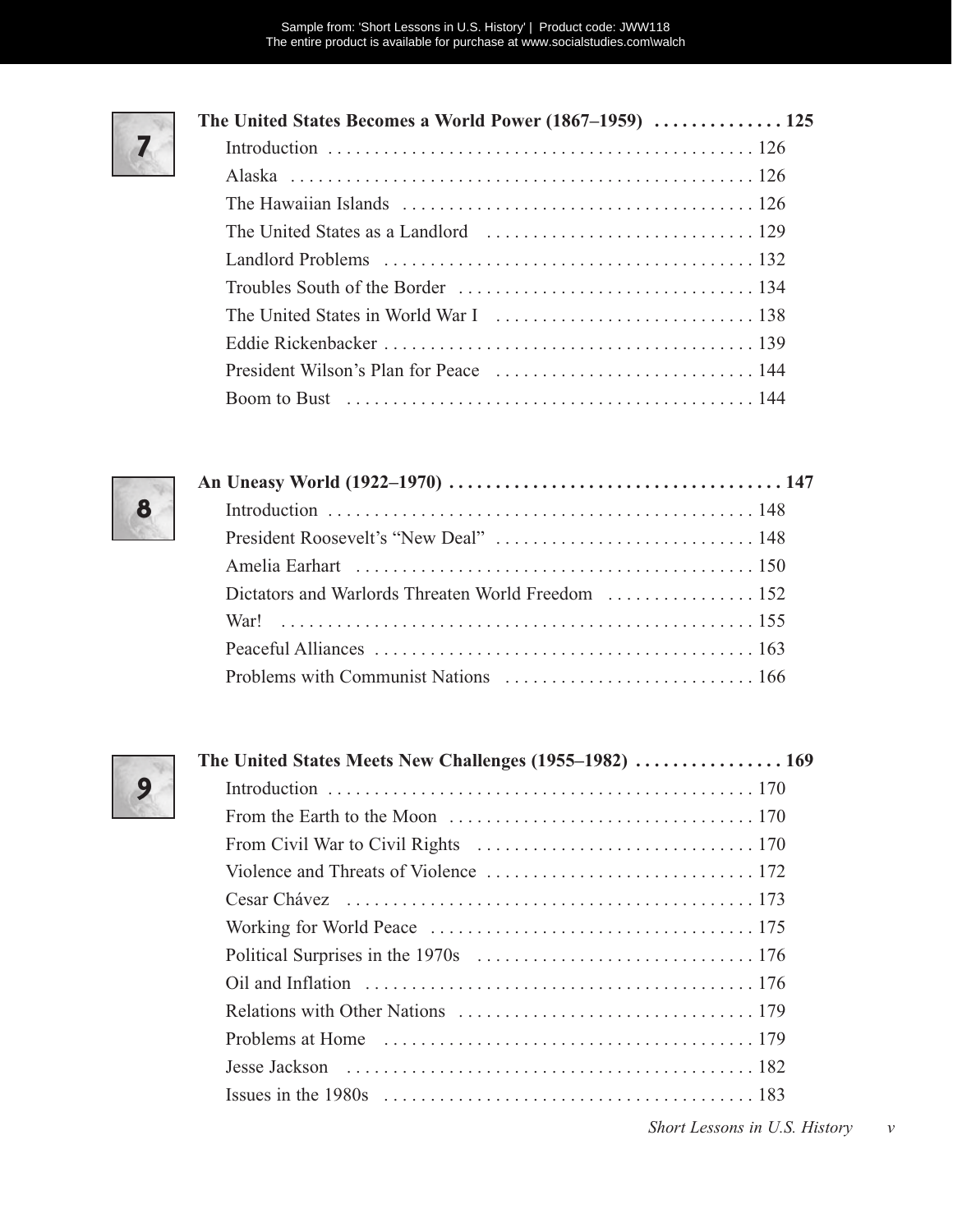**7** **The United States Becomes a World Power (1867–1959) . . . . . . . . . . . . . . 125**

- Introduction . . . . . . . . . . . . . . . . . . . . . . . . . . . . . . . . . . . . . . . . . . . . . 126
- Alaska . . . . . . . . . . . . . . . . . . . . . . . . . . . . . . . . . . . . . . . . . . . . . . . . . 126
- The Hawaiian Islands . . . . . . . . . . . . . . . . . . . . . . . . . . . . . . . . . . . . . 126
- The United States as a Landlord . . . . . . . . . . . . . . . . . . . . . . . . . . . . 129
- Landlord Problems . . . . . . . . . . . . . . . . . . . . . . . . . . . . . . . . . . . . . . . 132
- Troubles South of the Border . . . . . . . . . . . . . . . . . . . . . . . . . . . . . . . 134
- The United States in World War I . . . . . . . . . . . . . . . . . . . . . . . . . . . 138
- Eddie Rickenbacker . . . . . . . . . . . . . . . . . . . . . . . . . . . . . . . . . . . . . . . 139
- President Wilson's Plan for Peace . . . . . . . . . . . . . . . . . . . . . . . . . . . 144
- Boom to Bust . . . . . . . . . . . . . . . . . . . . . . . . . . . . . . . . . . . . . . . . . . . 144

**8** **An Uneasy World (1922–1970) . . . . . . . . . . . . . . . . . . . . . . . . . . . . . . . . . . . 147**

- Introduction . . . . . . . . . . . . . . . . . . . . . . . . . . . . . . . . . . . . . . . . . . . . . 148
- President Roosevelt's "New Deal" . . . . . . . . . . . . . . . . . . . . . . . . . . . 148
- Amelia Earhart . . . . . . . . . . . . . . . . . . . . . . . . . . . . . . . . . . . . . . . . . . 150
- Dictators and Warlords Threaten World Freedom . . . . . . . . . . . . . . . 152
- War! . . . . . . . . . . . . . . . . . . . . . . . . . . . . . . . . . . . . . . . . . . . . . . . . . . 155
- Peaceful Alliances . . . . . . . . . . . . . . . . . . . . . . . . . . . . . . . . . . . . . . . . 163
- Problems with Communist Nations . . . . . . . . . . . . . . . . . . . . . . . . . . 166

**9** **The United States Meets New Challenges (1955–1982) . . . . . . . . . . . . . . . . 169**

- Introduction . . . . . . . . . . . . . . . . . . . . . . . . . . . . . . . . . . . . . . . . . . . . . 170
- From the Earth to the Moon . . . . . . . . . . . . . . . . . . . . . . . . . . . . . . . . 170
- From Civil War to Civil Rights . . . . . . . . . . . . . . . . . . . . . . . . . . . . . . 170
- Violence and Threats of Violence . . . . . . . . . . . . . . . . . . . . . . . . . . . . 172
- Cesar Chávez . . . . . . . . . . . . . . . . . . . . . . . . . . . . . . . . . . . . . . . . . . . 173
- Working for World Peace . . . . . . . . . . . . . . . . . . . . . . . . . . . . . . . . . . 175
- Political Surprises in the 1970s . . . . . . . . . . . . . . . . . . . . . . . . . . . . . 176
- Oil and Inflation . . . . . . . . . . . . . . . . . . . . . . . . . . . . . . . . . . . . . . . . . 176
- Relations with Other Nations . . . . . . . . . . . . . . . . . . . . . . . . . . . . . . . 179
- Problems at Home . . . . . . . . . . . . . . . . . . . . . . . . . . . . . . . . . . . . . . . 179
- Jesse Jackson . . . . . . . . . . . . . . . . . . . . . . . . . . . . . . . . . . . . . . . . . . . 182
- Issues in the 1980s . . . . . . . . . . . . . . . . . . . . . . . . . . . . . . . . . . . . . . . 183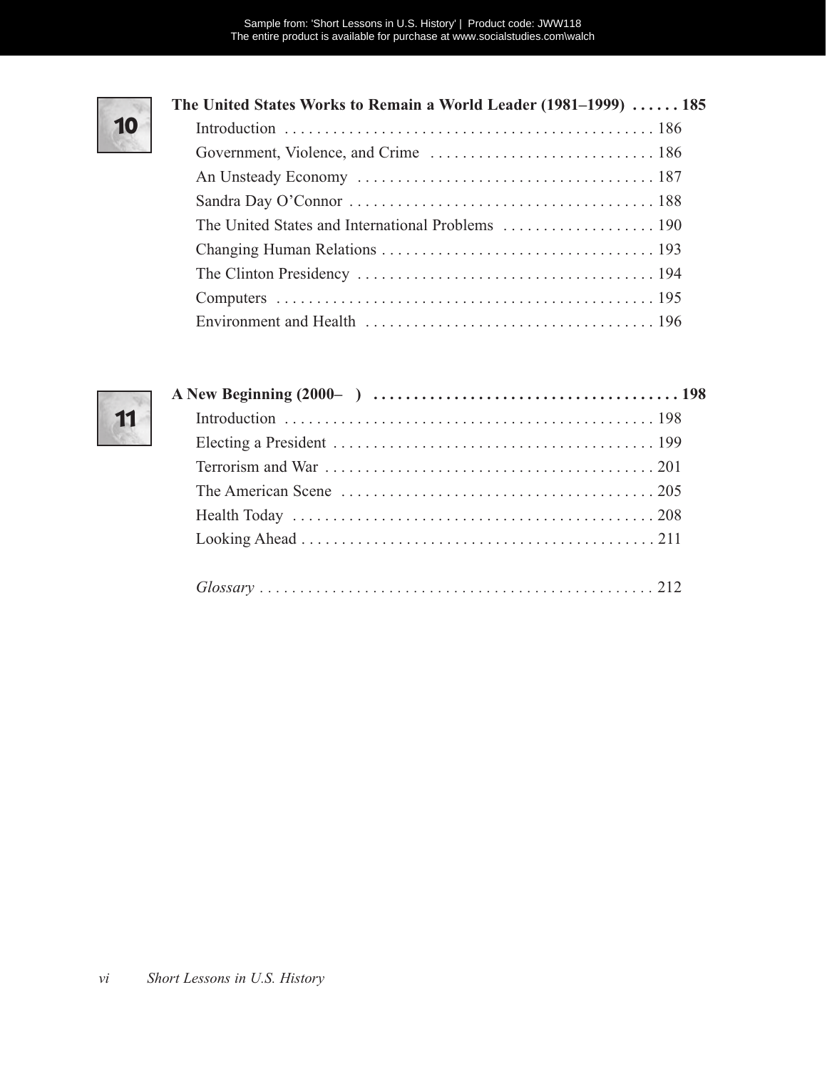## 10 The United States Works to Remain a World Leader (1981–1999) . . . . . . 185

- Introduction . . . . . . . . . . . . . . . . . . . . . . . . . . . . . . . . . . . . . . . . . . . . . 186
- Government, Violence, and Crime . . . . . . . . . . . . . . . . . . . . . . . . . . . . 186
- An Unsteady Economy . . . . . . . . . . . . . . . . . . . . . . . . . . . . . . . . . . . . 187
- Sandra Day O'Connor . . . . . . . . . . . . . . . . . . . . . . . . . . . . . . . . . . . . . 188
- The United States and International Problems . . . . . . . . . . . . . . . . . . . 190
- Changing Human Relations . . . . . . . . . . . . . . . . . . . . . . . . . . . . . . . . . 193
- The Clinton Presidency . . . . . . . . . . . . . . . . . . . . . . . . . . . . . . . . . . . . 194
- Computers . . . . . . . . . . . . . . . . . . . . . . . . . . . . . . . . . . . . . . . . . . . . . . 195
- Environment and Health . . . . . . . . . . . . . . . . . . . . . . . . . . . . . . . . . . . 196

## 11 A New Beginning (2000– ) . . . . . . . . . . . . . . . . . . . . . . . . . . . . . . . . . . . . . 198

- Introduction . . . . . . . . . . . . . . . . . . . . . . . . . . . . . . . . . . . . . . . . . . . . . 198
- Electing a President . . . . . . . . . . . . . . . . . . . . . . . . . . . . . . . . . . . . . . . 199
- Terrorism and War . . . . . . . . . . . . . . . . . . . . . . . . . . . . . . . . . . . . . . . . 201
- The American Scene . . . . . . . . . . . . . . . . . . . . . . . . . . . . . . . . . . . . . . 205
- Health Today . . . . . . . . . . . . . . . . . . . . . . . . . . . . . . . . . . . . . . . . . . . . 208
- Looking Ahead . . . . . . . . . . . . . . . . . . . . . . . . . . . . . . . . . . . . . . . . . . . 211

*Glossary* . . . . . . . . . . . . . . . . . . . . . . . . . . . . . . . . . . . . . . . . . . . . . . . . . 212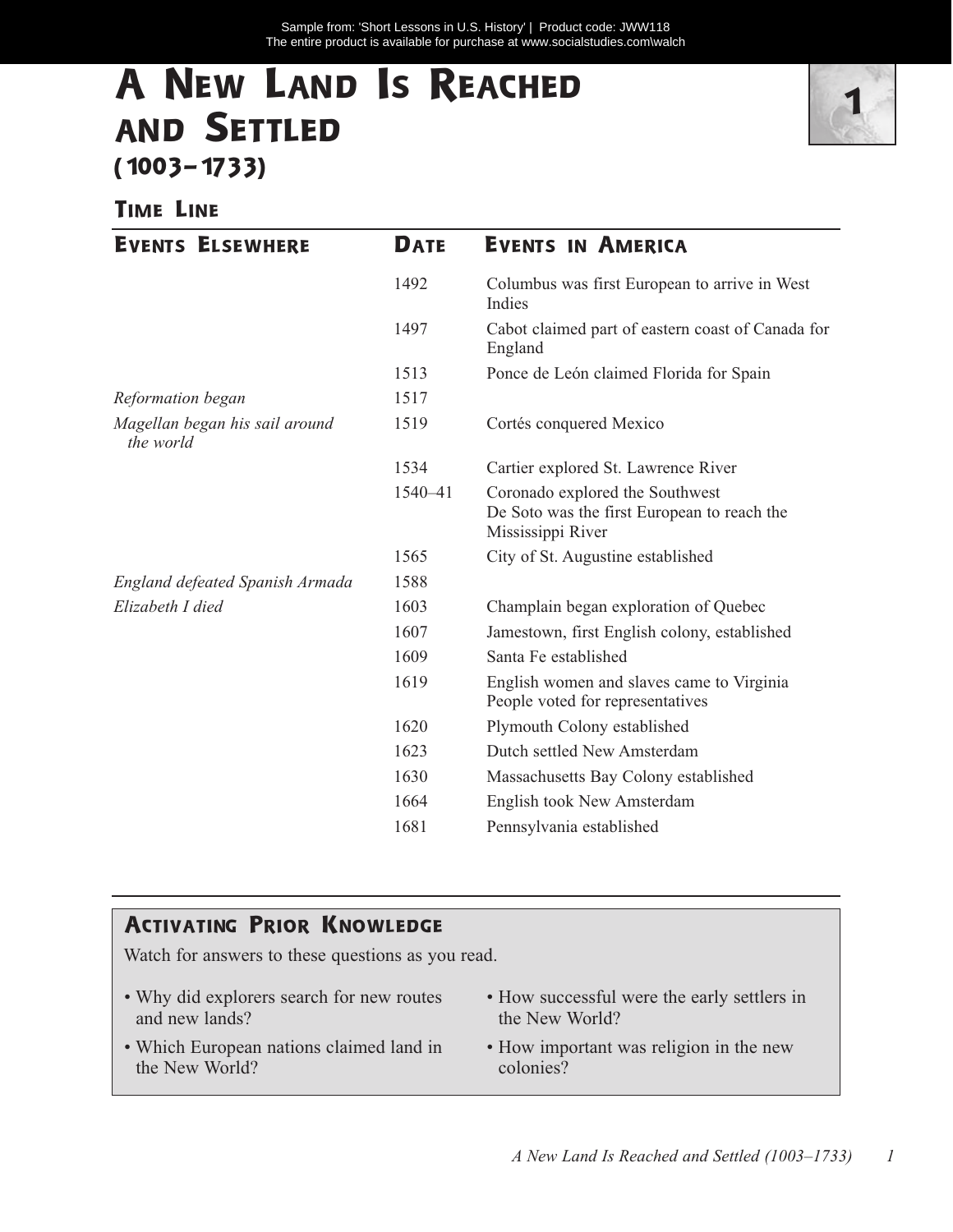# A New Land Is Reached and Settled (1003–1733)

## Time Line

| Events Elsewhere | Date | Events in America |
|---|---|---|
| | 1492 | Columbus was first European to arrive in West Indies |
| | 1497 | Cabot claimed part of eastern coast of Canada for England |
| | 1513 | Ponce de León claimed Florida for Spain |
| *Reformation began* | 1517 | |
| *Magellan began his sail around the world* | 1519 | Cortés conquered Mexico |
| | 1534 | Cartier explored St. Lawrence River |
| | 1540–41 | Coronado explored the Southwest<br>De Soto was the first European to reach the Mississippi River |
| | 1565 | City of St. Augustine established |
| *England defeated Spanish Armada* | 1588 | |
| *Elizabeth I died* | 1603 | Champlain began exploration of Quebec |
| | 1607 | Jamestown, first English colony, established |
| | 1609 | Santa Fe established |
| | 1619 | English women and slaves came to Virginia<br>People voted for representatives |
| | 1620 | Plymouth Colony established |
| | 1623 | Dutch settled New Amsterdam |
| | 1630 | Massachusetts Bay Colony established |
| | 1664 | English took New Amsterdam |
| | 1681 | Pennsylvania established |

## Activating Prior Knowledge

Watch for answers to these questions as you read.

- Why did explorers search for new routes and new lands?
- Which European nations claimed land in the New World?
- How successful were the early settlers in the New World?
- How important was religion in the new colonies?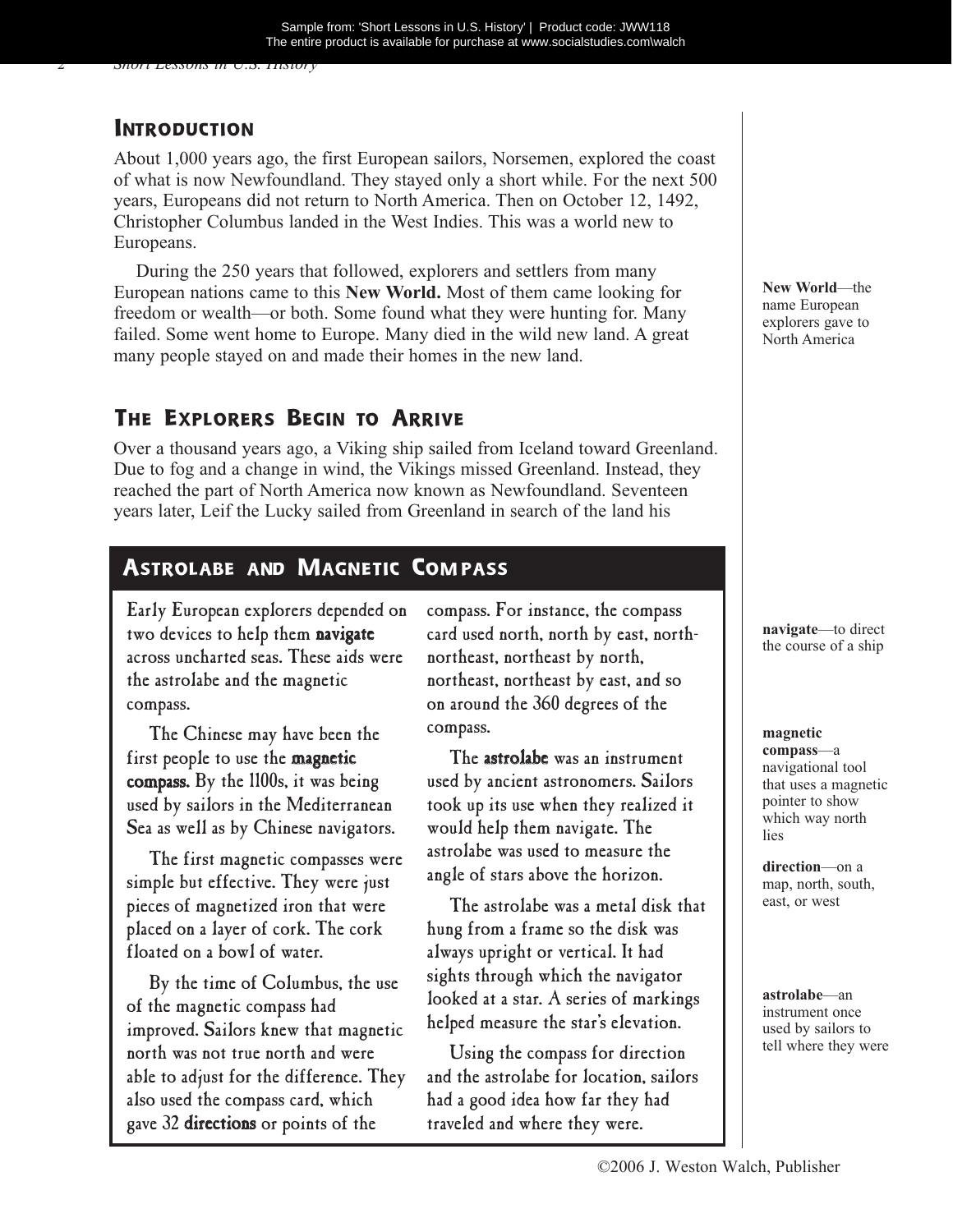## Introduction

About 1,000 years ago, the first European sailors, Norsemen, explored the coast of what is now Newfoundland. They stayed only a short while. For the next 500 years, Europeans did not return to North America. Then on October 12, 1492, Christopher Columbus landed in the West Indies. This was a world new to Europeans.

During the 250 years that followed, explorers and settlers from many European nations came to this **New World.** Most of them came looking for freedom or wealth—or both. Some found what they were hunting for. Many failed. Some went home to Europe. Many died in the wild new land. A great many people stayed on and made their homes in the new land.

**New World**—the name European explorers gave to North America

## The Explorers Begin to Arrive

Over a thousand years ago, a Viking ship sailed from Iceland toward Greenland. Due to fog and a change in wind, the Vikings missed Greenland. Instead, they reached the part of North America now known as Newfoundland. Seventeen years later, Leif the Lucky sailed from Greenland in search of the land his

### Astrolabe and Magnetic Compass

Early European explorers depended on two devices to help them **navigate** across uncharted seas. These aids were the astrolabe and the magnetic compass.

The Chinese may have been the first people to use the **magnetic compass.** By the 1100s, it was being used by sailors in the Mediterranean Sea as well as by Chinese navigators.

The first magnetic compasses were simple but effective. They were just pieces of magnetized iron that were placed on a layer of cork. The cork floated on a bowl of water.

By the time of Columbus, the use of the magnetic compass had improved. Sailors knew that magnetic north was not true north and were able to adjust for the difference. They also used the compass card, which gave 32 **directions** or points of the compass. For instance, the compass card used north, north by east, north-northeast, northeast by north, northeast, northeast by east, and so on around the 360 degrees of the compass.

The **astrolabe** was an instrument used by ancient astronomers. Sailors took up its use when they realized it would help them navigate. The astrolabe was used to measure the angle of stars above the horizon.

The astrolabe was a metal disk that hung from a frame so the disk was always upright or vertical. It had sights through which the navigator looked at a star. A series of markings helped measure the star's elevation.

Using the compass for direction and the astrolabe for location, sailors had a good idea how far they had traveled and where they were.

**navigate**—to direct the course of a ship

**magnetic compass**—a navigational tool that uses a magnetic pointer to show which way north lies

**direction**—on a map, north, south, east, or west

**astrolabe**—an instrument once used by sailors to tell where they were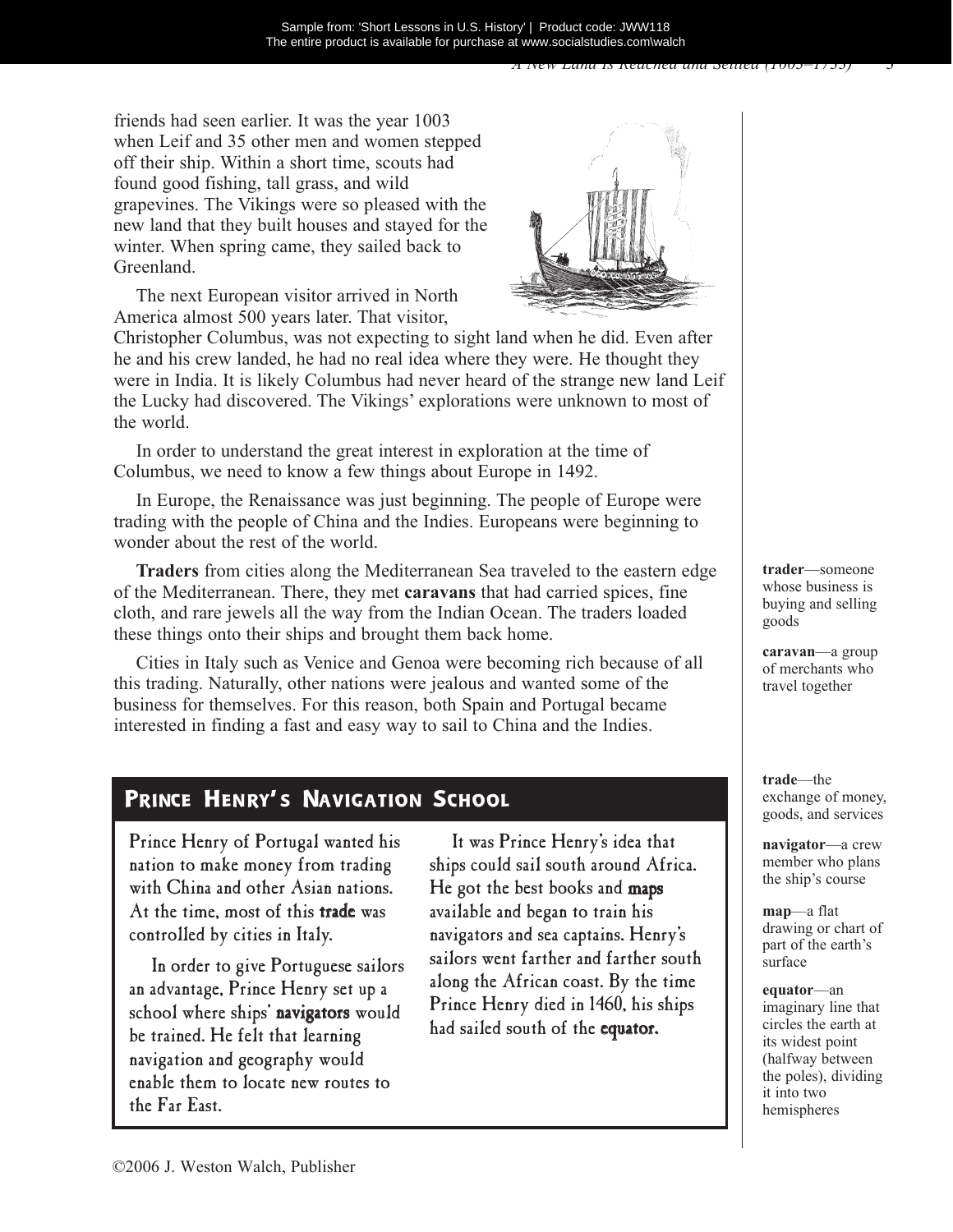friends had seen earlier. It was the year 1003 when Leif and 35 other men and women stepped off their ship. Within a short time, scouts had found good fishing, tall grass, and wild grapevines. The Vikings were so pleased with the new land that they built houses and stayed for the winter. When spring came, they sailed back to Greenland.

The next European visitor arrived in North America almost 500 years later. That visitor, Christopher Columbus, was not expecting to sight land when he did. Even after he and his crew landed, he had no real idea where they were. He thought they were in India. It is likely Columbus had never heard of the strange new land Leif the Lucky had discovered. The Vikings' explorations were unknown to most of the world.

In order to understand the great interest in exploration at the time of Columbus, we need to know a few things about Europe in 1492.

In Europe, the Renaissance was just beginning. The people of Europe were trading with the people of China and the Indies. Europeans were beginning to wonder about the rest of the world.

**Traders** from cities along the Mediterranean Sea traveled to the eastern edge of the Mediterranean. There, they met **caravans** that had carried spices, fine cloth, and rare jewels all the way from the Indian Ocean. The traders loaded these things onto their ships and brought them back home.

**trader**—someone whose business is buying and selling goods

**caravan**—a group of merchants who travel together

Cities in Italy such as Venice and Genoa were becoming rich because of all this trading. Naturally, other nations were jealous and wanted some of the business for themselves. For this reason, both Spain and Portugal became interested in finding a fast and easy way to sail to China and the Indies.

## Prince Henry's Navigation School

Prince Henry of Portugal wanted his nation to make money from trading with China and other Asian nations. At the time, most of this **trade** was controlled by cities in Italy.

In order to give Portuguese sailors an advantage, Prince Henry set up a school where ships' **navigators** would be trained. He felt that learning navigation and geography would enable them to locate new routes to the Far East.

It was Prince Henry's idea that ships could sail south around Africa. He got the best books and **maps** available and began to train his navigators and sea captains. Henry's sailors went farther and farther south along the African coast. By the time Prince Henry died in 1460, his ships had sailed south of the **equator**.

**trade**—the exchange of money, goods, and services

**navigator**—a crew member who plans the ship's course

**map**—a flat drawing or chart of part of the earth's surface

**equator**—an imaginary line that circles the earth at its widest point (halfway between the poles), dividing it into two hemispheres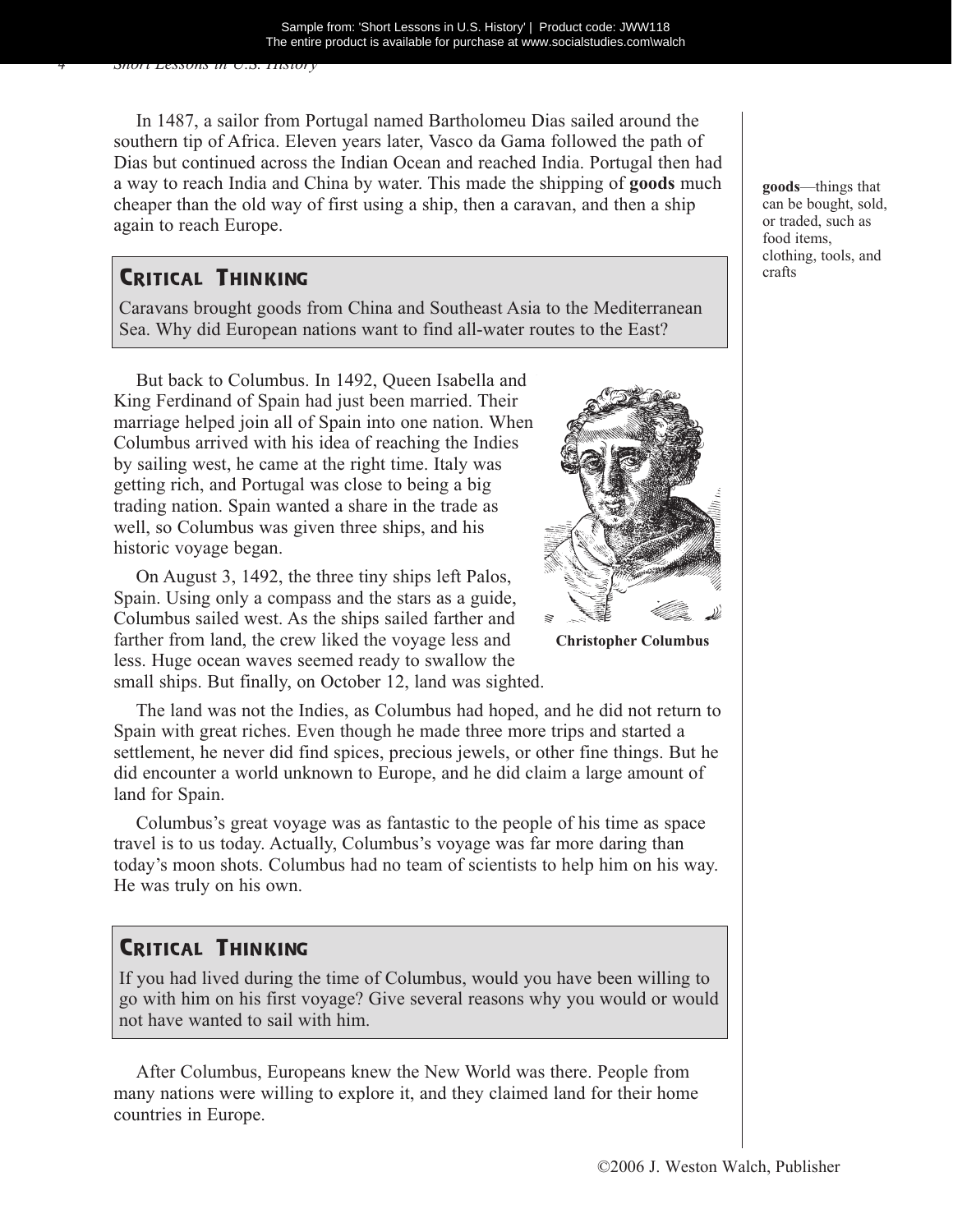In 1487, a sailor from Portugal named Bartholomeu Dias sailed around the southern tip of Africa. Eleven years later, Vasco da Gama followed the path of Dias but continued across the Indian Ocean and reached India. Portugal then had a way to reach India and China by water. This made the shipping of **goods** much cheaper than the old way of first using a ship, then a caravan, and then a ship again to reach Europe.

**goods**—things that can be bought, sold, or traded, such as food items, clothing, tools, and crafts

### Critical Thinking

Caravans brought goods from China and Southeast Asia to the Mediterranean Sea. Why did European nations want to find all-water routes to the East?

But back to Columbus. In 1492, Queen Isabella and King Ferdinand of Spain had just been married. Their marriage helped join all of Spain into one nation. When Columbus arrived with his idea of reaching the Indies by sailing west, he came at the right time. Italy was getting rich, and Portugal was close to being a big trading nation. Spain wanted a share in the trade as well, so Columbus was given three ships, and his historic voyage began.

**Christopher Columbus**

On August 3, 1492, the three tiny ships left Palos, Spain. Using only a compass and the stars as a guide, Columbus sailed west. As the ships sailed farther and farther from land, the crew liked the voyage less and less. Huge ocean waves seemed ready to swallow the small ships. But finally, on October 12, land was sighted.

The land was not the Indies, as Columbus had hoped, and he did not return to Spain with great riches. Even though he made three more trips and started a settlement, he never did find spices, precious jewels, or other fine things. But he did encounter a world unknown to Europe, and he did claim a large amount of land for Spain.

Columbus's great voyage was as fantastic to the people of his time as space travel is to us today. Actually, Columbus's voyage was far more daring than today's moon shots. Columbus had no team of scientists to help him on his way. He was truly on his own.

### Critical Thinking

If you had lived during the time of Columbus, would you have been willing to go with him on his first voyage? Give several reasons why you would or would not have wanted to sail with him.

After Columbus, Europeans knew the New World was there. People from many nations were willing to explore it, and they claimed land for their home countries in Europe.

©2006 J. Weston Walch, Publisher